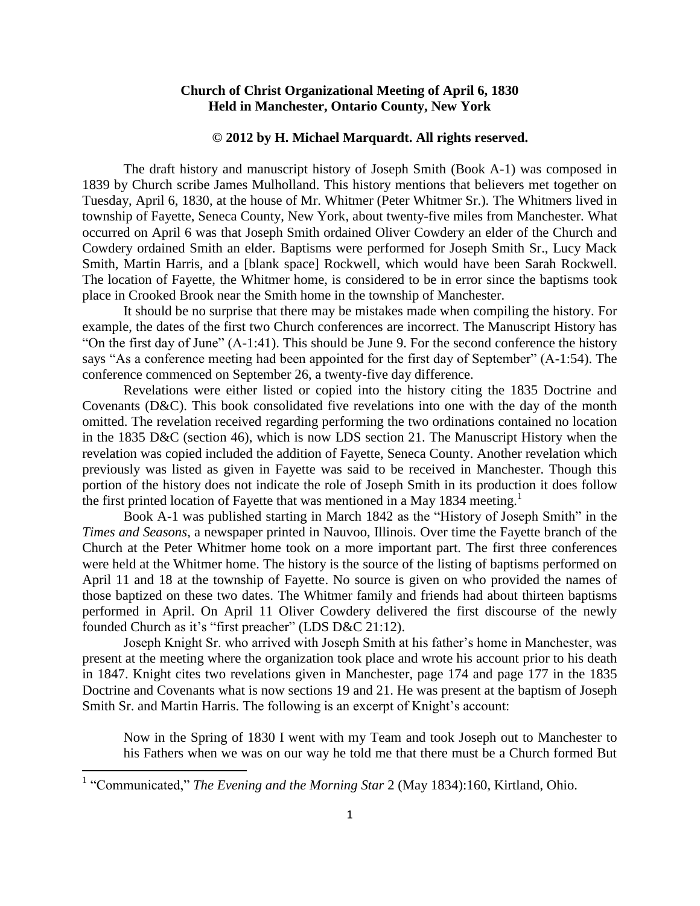**Church of Christ Organizational Meeting of April 6, 1830**
**Held in Manchester, Ontario County, New York**

**© 2012 by H. Michael Marquardt. All rights reserved.**

The draft history and manuscript history of Joseph Smith (Book A-1) was composed in 1839 by Church scribe James Mulholland. This history mentions that believers met together on Tuesday, April 6, 1830, at the house of Mr. Whitmer (Peter Whitmer Sr.). The Whitmers lived in township of Fayette, Seneca County, New York, about twenty-five miles from Manchester. What occurred on April 6 was that Joseph Smith ordained Oliver Cowdery an elder of the Church and Cowdery ordained Smith an elder. Baptisms were performed for Joseph Smith Sr., Lucy Mack Smith, Martin Harris, and a [blank space] Rockwell, which would have been Sarah Rockwell. The location of Fayette, the Whitmer home, is considered to be in error since the baptisms took place in Crooked Brook near the Smith home in the township of Manchester.

It should be no surprise that there may be mistakes made when compiling the history. For example, the dates of the first two Church conferences are incorrect. The Manuscript History has "On the first day of June" (A-1:41). This should be June 9. For the second conference the history says "As a conference meeting had been appointed for the first day of September" (A-1:54). The conference commenced on September 26, a twenty-five day difference.

Revelations were either listed or copied into the history citing the 1835 Doctrine and Covenants (D&C). This book consolidated five revelations into one with the day of the month omitted. The revelation received regarding performing the two ordinations contained no location in the 1835 D&C (section 46), which is now LDS section 21. The Manuscript History when the revelation was copied included the addition of Fayette, Seneca County. Another revelation which previously was listed as given in Fayette was said to be received in Manchester. Though this portion of the history does not indicate the role of Joseph Smith in its production it does follow the first printed location of Fayette that was mentioned in a May 1834 meeting.[1]

Book A-1 was published starting in March 1842 as the "History of Joseph Smith" in the *Times and Seasons*, a newspaper printed in Nauvoo, Illinois. Over time the Fayette branch of the Church at the Peter Whitmer home took on a more important part. The first three conferences were held at the Whitmer home. The history is the source of the listing of baptisms performed on April 11 and 18 at the township of Fayette. No source is given on who provided the names of those baptized on these two dates. The Whitmer family and friends had about thirteen baptisms performed in April. On April 11 Oliver Cowdery delivered the first discourse of the newly founded Church as it's "first preacher" (LDS D&C 21:12).

Joseph Knight Sr. who arrived with Joseph Smith at his father's home in Manchester, was present at the meeting where the organization took place and wrote his account prior to his death in 1847. Knight cites two revelations given in Manchester, page 174 and page 177 in the 1835 Doctrine and Covenants what is now sections 19 and 21. He was present at the baptism of Joseph Smith Sr. and Martin Harris. The following is an excerpt of Knight's account:

> Now in the Spring of 1830 I went with my Team and took Joseph out to Manchester to his Fathers when we was on our way he told me that there must be a Church formed But

---

[1] "Communicated," *The Evening and the Morning Star* 2 (May 1834):160, Kirtland, Ohio.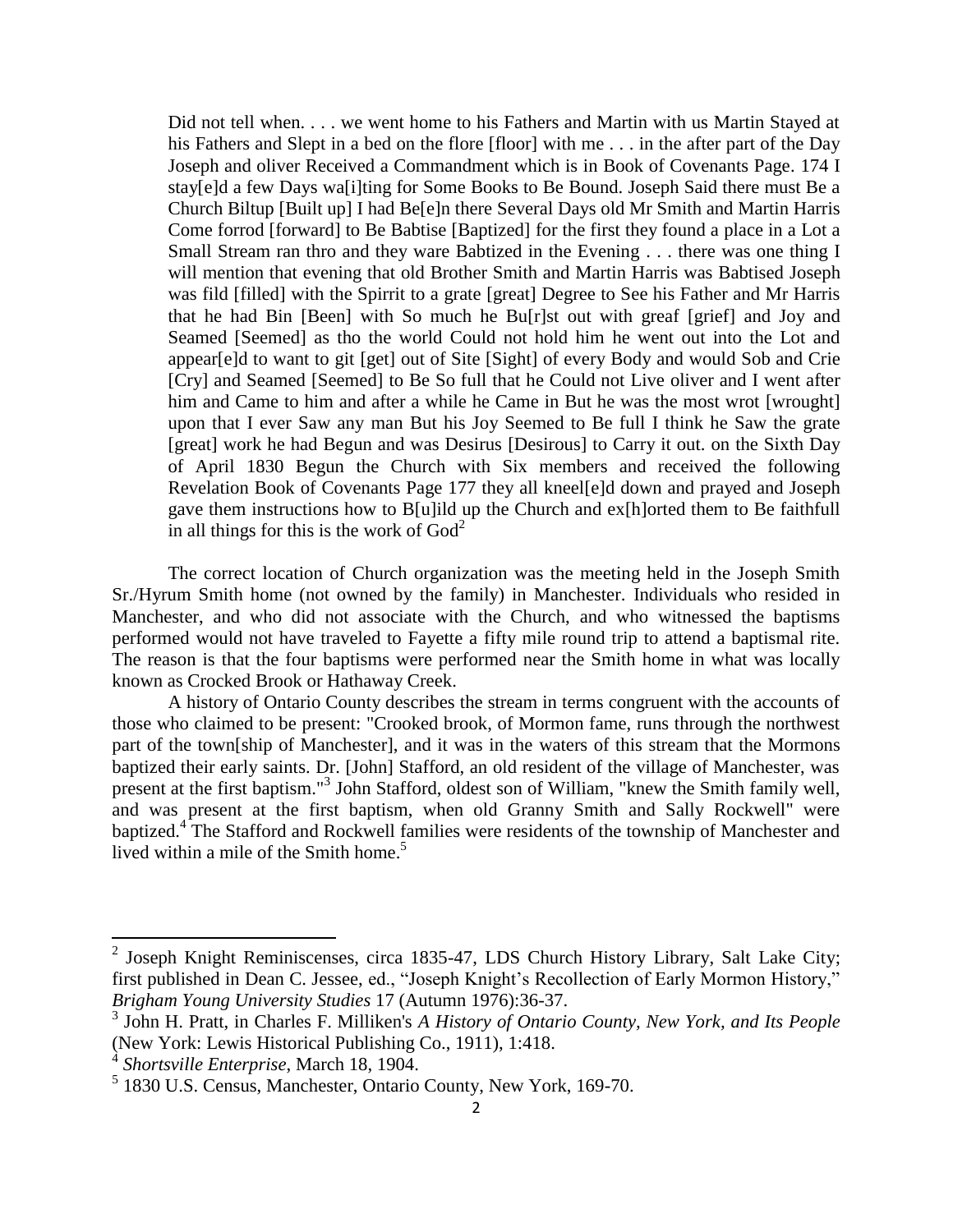> Did not tell when. . . . we went home to his Fathers and Martin with us Martin Stayed at his Fathers and Slept in a bed on the flore [floor] with me . . . in the after part of the Day Joseph and oliver Received a Commandment which is in Book of Covenants Page. 174 I stay[e]d a few Days wa[i]ting for Some Books to Be Bound. Joseph Said there must Be a Church Biltup [Built up] I had Be[e]n there Several Days old Mr Smith and Martin Harris Come forrod [forward] to Be Babtise [Baptized] for the first they found a place in a Lot a Small Stream ran thro and they ware Babtized in the Evening . . . there was one thing I will mention that evening that old Brother Smith and Martin Harris was Babtised Joseph was fild [filled] with the Spirrit to a grate [great] Degree to See his Father and Mr Harris that he had Bin [Been] with So much he Bu[r]st out with greaf [grief] and Joy and Seamed [Seemed] as tho the world Could not hold him he went out into the Lot and appear[e]d to want to git [get] out of Site [Sight] of every Body and would Sob and Crie [Cry] and Seamed [Seemed] to Be So full that he Could not Live oliver and I went after him and Came to him and after a while he Came in But he was the most wrot [wrought] upon that I ever Saw any man But his Joy Seemed to Be full I think he Saw the grate [great] work he had Begun and was Desirus [Desirous] to Carry it out. on the Sixth Day of April 1830 Begun the Church with Six members and received the following Revelation Book of Covenants Page 177 they all kneel[e]d down and prayed and Joseph gave them instructions how to B[u]ild up the Church and ex[h]orted them to Be faithfull in all things for this is the work of God[2]

The correct location of Church organization was the meeting held in the Joseph Smith Sr./Hyrum Smith home (not owned by the family) in Manchester. Individuals who resided in Manchester, and who did not associate with the Church, and who witnessed the baptisms performed would not have traveled to Fayette a fifty mile round trip to attend a baptismal rite. The reason is that the four baptisms were performed near the Smith home in what was locally known as Crocked Brook or Hathaway Creek.

A history of Ontario County describes the stream in terms congruent with the accounts of those who claimed to be present: "Crooked brook, of Mormon fame, runs through the northwest part of the town[ship of Manchester], and it was in the waters of this stream that the Mormons baptized their early saints. Dr. [John] Stafford, an old resident of the village of Manchester, was present at the first baptism."[3] John Stafford, oldest son of William, "knew the Smith family well, and was present at the first baptism, when old Granny Smith and Sally Rockwell" were baptized.[4] The Stafford and Rockwell families were residents of the township of Manchester and lived within a mile of the Smith home.[5]

---

[2] Joseph Knight Reminiscenses, circa 1835-47, LDS Church History Library, Salt Lake City; first published in Dean C. Jessee, ed., "Joseph Knight's Recollection of Early Mormon History," *Brigham Young University Studies* 17 (Autumn 1976):36-37.

[3] John H. Pratt, in Charles F. Milliken's *A History of Ontario County, New York, and Its People* (New York: Lewis Historical Publishing Co., 1911), 1:418.

[4] *Shortsville Enterprise*, March 18, 1904.

[5] 1830 U.S. Census, Manchester, Ontario County, New York, 169-70.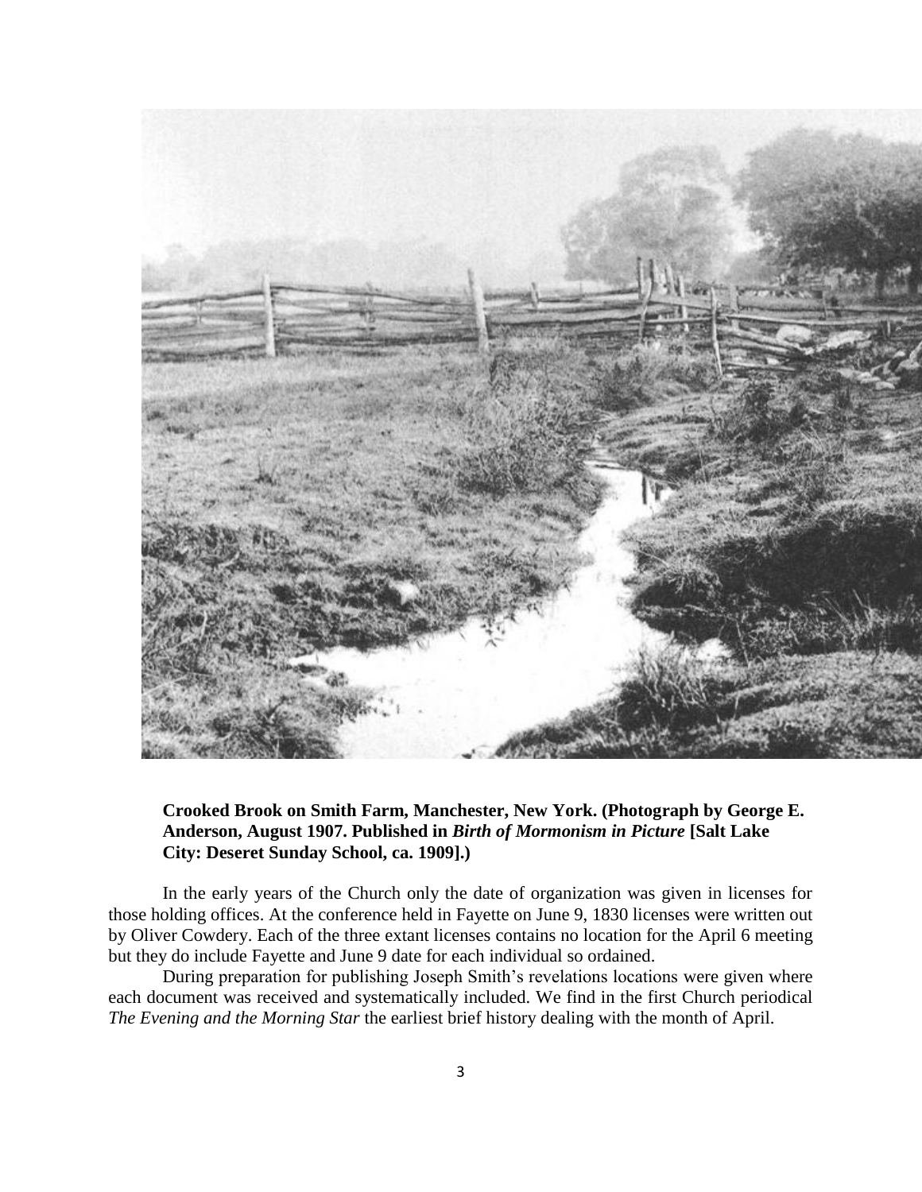**Crooked Brook on Smith Farm, Manchester, New York. (Photograph by George E. Anderson, August 1907. Published in *Birth of Mormonism in Picture* [Salt Lake City: Deseret Sunday School, ca. 1909].)**

In the early years of the Church only the date of organization was given in licenses for those holding offices. At the conference held in Fayette on June 9, 1830 licenses were written out by Oliver Cowdery. Each of the three extant licenses contains no location for the April 6 meeting but they do include Fayette and June 9 date for each individual so ordained.

During preparation for publishing Joseph Smith's revelations locations were given where each document was received and systematically included. We find in the first Church periodical *The Evening and the Morning Star* the earliest brief history dealing with the month of April.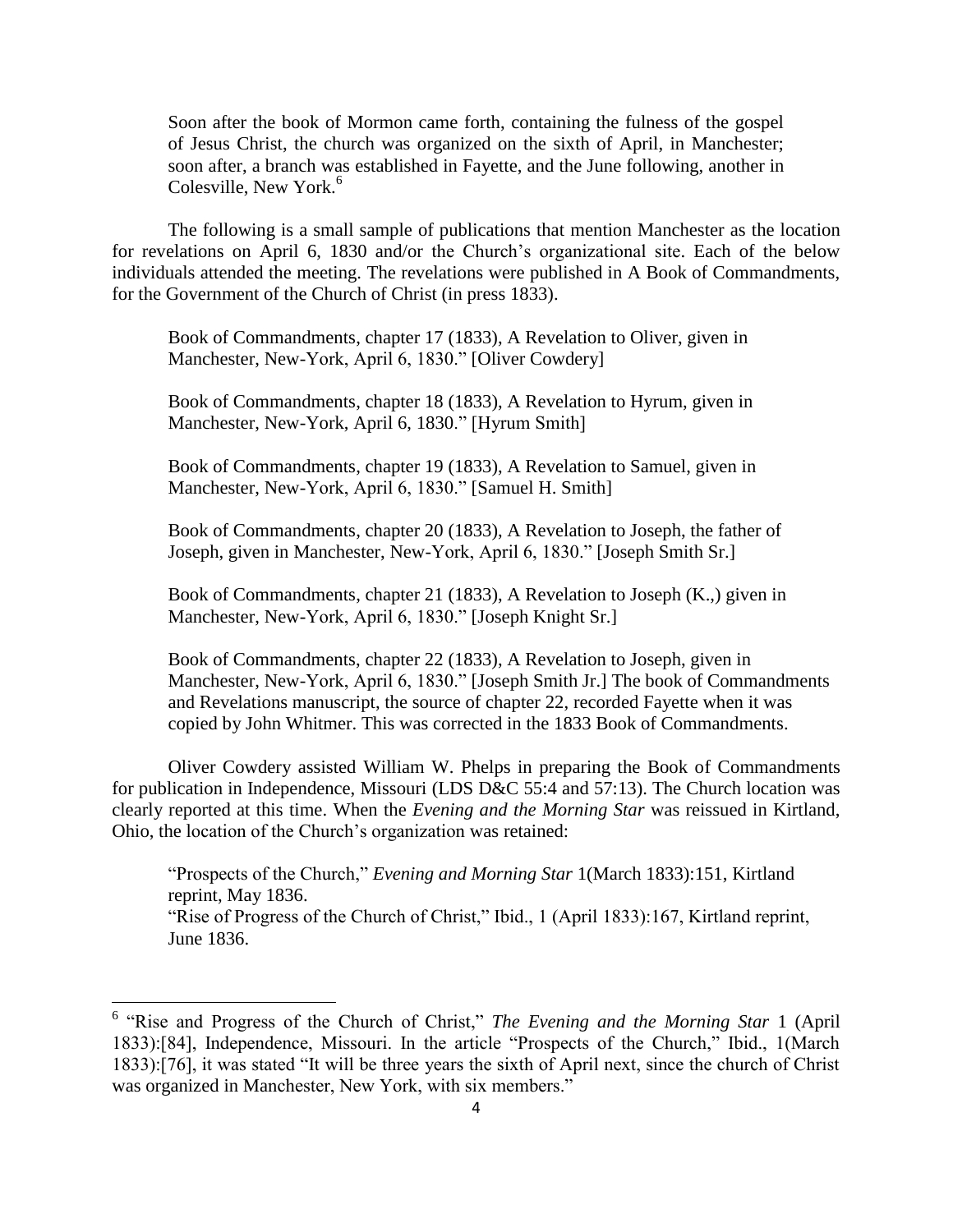> Soon after the book of Mormon came forth, containing the fulness of the gospel of Jesus Christ, the church was organized on the sixth of April, in Manchester; soon after, a branch was established in Fayette, and the June following, another in Colesville, New York.[6]

The following is a small sample of publications that mention Manchester as the location for revelations on April 6, 1830 and/or the Church's organizational site. Each of the below individuals attended the meeting. The revelations were published in A Book of Commandments, for the Government of the Church of Christ (in press 1833).

> Book of Commandments, chapter 17 (1833), A Revelation to Oliver, given in Manchester, New-York, April 6, 1830." [Oliver Cowdery]
>
> Book of Commandments, chapter 18 (1833), A Revelation to Hyrum, given in Manchester, New-York, April 6, 1830." [Hyrum Smith]
>
> Book of Commandments, chapter 19 (1833), A Revelation to Samuel, given in Manchester, New-York, April 6, 1830." [Samuel H. Smith]
>
> Book of Commandments, chapter 20 (1833), A Revelation to Joseph, the father of Joseph, given in Manchester, New-York, April 6, 1830." [Joseph Smith Sr.]
>
> Book of Commandments, chapter 21 (1833), A Revelation to Joseph (K.,) given in Manchester, New-York, April 6, 1830." [Joseph Knight Sr.]
>
> Book of Commandments, chapter 22 (1833), A Revelation to Joseph, given in Manchester, New-York, April 6, 1830." [Joseph Smith Jr.] The book of Commandments and Revelations manuscript, the source of chapter 22, recorded Fayette when it was copied by John Whitmer. This was corrected in the 1833 Book of Commandments.

Oliver Cowdery assisted William W. Phelps in preparing the Book of Commandments for publication in Independence, Missouri (LDS D&C 55:4 and 57:13). The Church location was clearly reported at this time. When the *Evening and the Morning Star* was reissued in Kirtland, Ohio, the location of the Church's organization was retained:

> "Prospects of the Church," *Evening and Morning Star* 1(March 1833):151, Kirtland reprint, May 1836.
> "Rise of Progress of the Church of Christ," Ibid., 1 (April 1833):167, Kirtland reprint, June 1836.

---

[6] "Rise and Progress of the Church of Christ," *The Evening and the Morning Star* 1 (April 1833):[84], Independence, Missouri. In the article "Prospects of the Church," Ibid., 1(March 1833):[76], it was stated "It will be three years the sixth of April next, since the church of Christ was organized in Manchester, New York, with six members."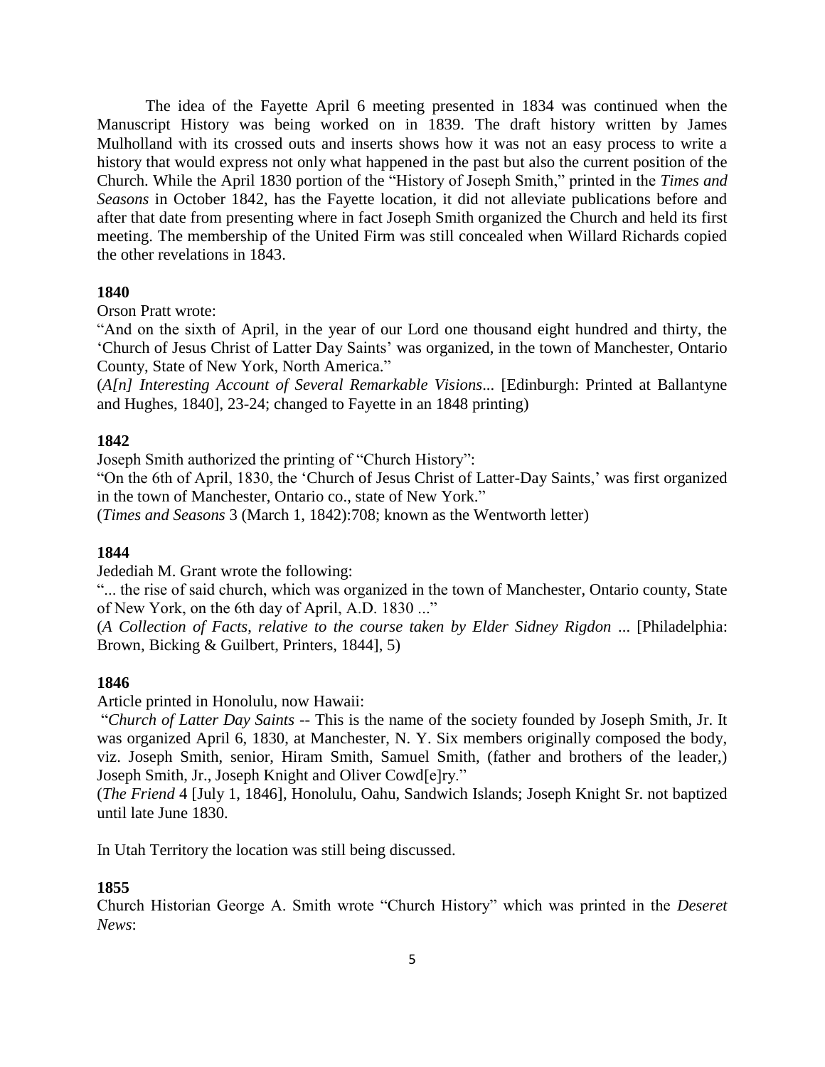The idea of the Fayette April 6 meeting presented in 1834 was continued when the Manuscript History was being worked on in 1839. The draft history written by James Mulholland with its crossed outs and inserts shows how it was not an easy process to write a history that would express not only what happened in the past but also the current position of the Church. While the April 1830 portion of the "History of Joseph Smith," printed in the *Times and Seasons* in October 1842, has the Fayette location, it did not alleviate publications before and after that date from presenting where in fact Joseph Smith organized the Church and held its first meeting. The membership of the United Firm was still concealed when Willard Richards copied the other revelations in 1843.

**1840**

Orson Pratt wrote:

"And on the sixth of April, in the year of our Lord one thousand eight hundred and thirty, the 'Church of Jesus Christ of Latter Day Saints' was organized, in the town of Manchester, Ontario County, State of New York, North America."

(*A[n] Interesting Account of Several Remarkable Visions*... [Edinburgh: Printed at Ballantyne and Hughes, 1840], 23-24; changed to Fayette in an 1848 printing)

**1842**

Joseph Smith authorized the printing of "Church History":

"On the 6th of April, 1830, the 'Church of Jesus Christ of Latter-Day Saints,' was first organized in the town of Manchester, Ontario co., state of New York."

(*Times and Seasons* 3 (March 1, 1842):708; known as the Wentworth letter)

**1844**

Jedediah M. Grant wrote the following:

"... the rise of said church, which was organized in the town of Manchester, Ontario county, State of New York, on the 6th day of April, A.D. 1830 ..."

(*A Collection of Facts, relative to the course taken by Elder Sidney Rigdon* ... [Philadelphia: Brown, Bicking & Guilbert, Printers, 1844], 5)

**1846**

Article printed in Honolulu, now Hawaii:

"*Church of Latter Day Saints* -- This is the name of the society founded by Joseph Smith, Jr. It was organized April 6, 1830, at Manchester, N. Y. Six members originally composed the body, viz. Joseph Smith, senior, Hiram Smith, Samuel Smith, (father and brothers of the leader,) Joseph Smith, Jr., Joseph Knight and Oliver Cowd[e]ry."

(*The Friend* 4 [July 1, 1846], Honolulu, Oahu, Sandwich Islands; Joseph Knight Sr. not baptized until late June 1830.

In Utah Territory the location was still being discussed.

**1855**

Church Historian George A. Smith wrote "Church History" which was printed in the *Deseret News*: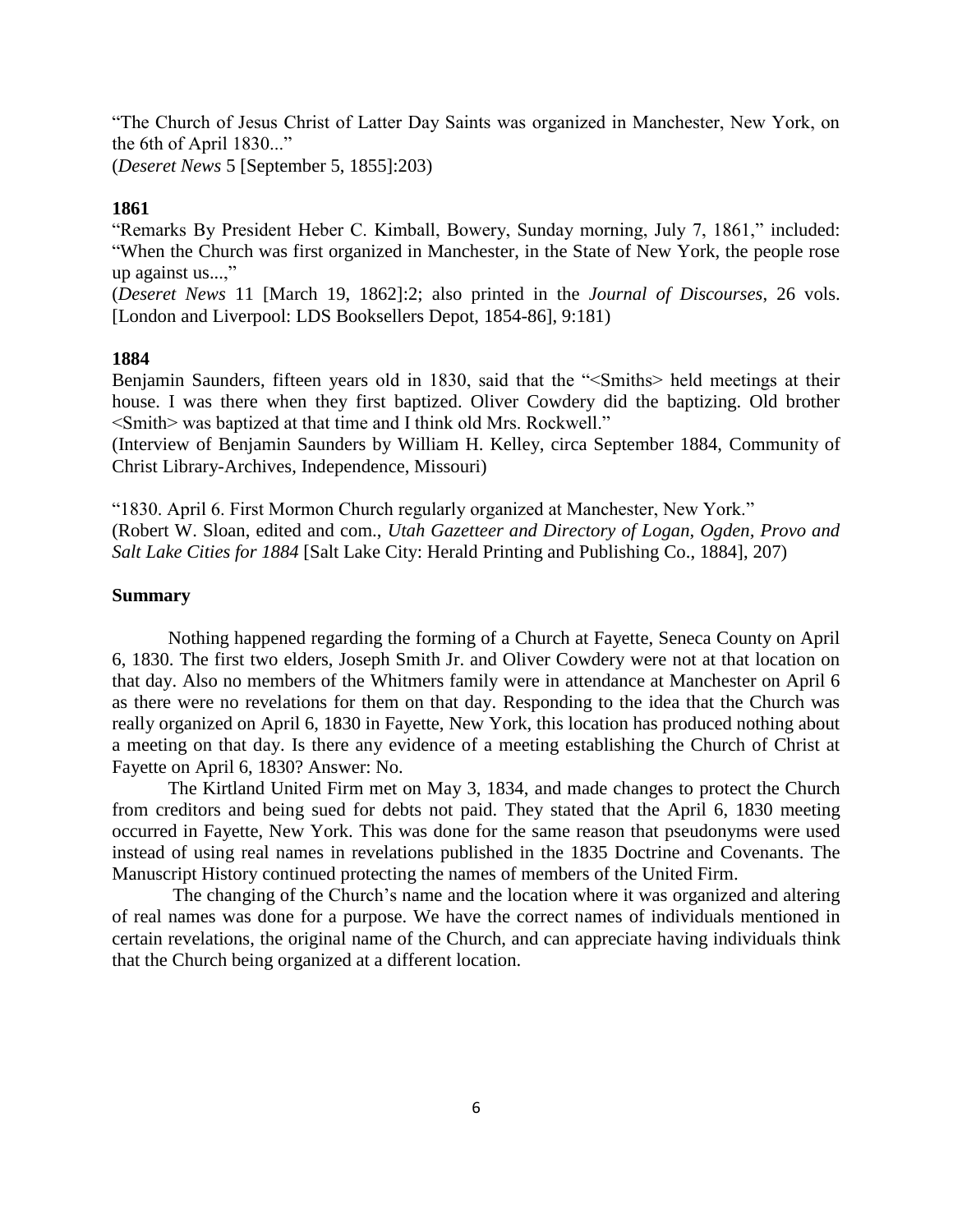"The Church of Jesus Christ of Latter Day Saints was organized in Manchester, New York, on the 6th of April 1830..."
(*Deseret News* 5 [September 5, 1855]:203)

**1861**

"Remarks By President Heber C. Kimball, Bowery, Sunday morning, July 7, 1861," included: "When the Church was first organized in Manchester, in the State of New York, the people rose up against us...,"
(*Deseret News* 11 [March 19, 1862]:2; also printed in the *Journal of Discourses*, 26 vols. [London and Liverpool: LDS Booksellers Depot, 1854-86], 9:181)

**1884**

Benjamin Saunders, fifteen years old in 1830, said that the "<Smiths> held meetings at their house. I was there when they first baptized. Oliver Cowdery did the baptizing. Old brother <Smith> was baptized at that time and I think old Mrs. Rockwell."
(Interview of Benjamin Saunders by William H. Kelley, circa September 1884, Community of Christ Library-Archives, Independence, Missouri)

"1830. April 6. First Mormon Church regularly organized at Manchester, New York."
(Robert W. Sloan, edited and com., *Utah Gazetteer and Directory of Logan, Ogden, Provo and Salt Lake Cities for 1884* [Salt Lake City: Herald Printing and Publishing Co., 1884], 207)

**Summary**

Nothing happened regarding the forming of a Church at Fayette, Seneca County on April 6, 1830. The first two elders, Joseph Smith Jr. and Oliver Cowdery were not at that location on that day. Also no members of the Whitmers family were in attendance at Manchester on April 6 as there were no revelations for them on that day. Responding to the idea that the Church was really organized on April 6, 1830 in Fayette, New York, this location has produced nothing about a meeting on that day. Is there any evidence of a meeting establishing the Church of Christ at Fayette on April 6, 1830? Answer: No.

The Kirtland United Firm met on May 3, 1834, and made changes to protect the Church from creditors and being sued for debts not paid. They stated that the April 6, 1830 meeting occurred in Fayette, New York. This was done for the same reason that pseudonyms were used instead of using real names in revelations published in the 1835 Doctrine and Covenants. The Manuscript History continued protecting the names of members of the United Firm.

The changing of the Church's name and the location where it was organized and altering of real names was done for a purpose. We have the correct names of individuals mentioned in certain revelations, the original name of the Church, and can appreciate having individuals think that the Church being organized at a different location.